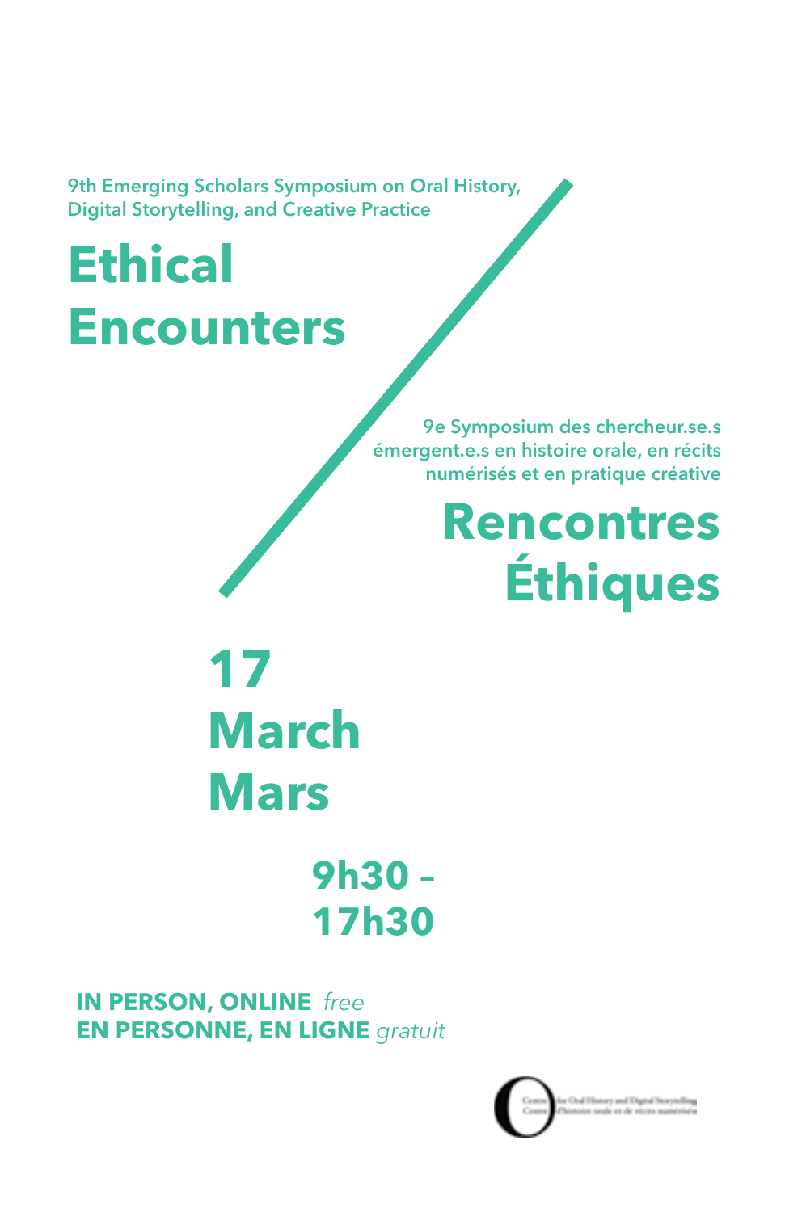9th Emerging Scholars Symposium on Oral History, Digital Storytelling, and Creative Practice

# Ethical Encounters

9e Symposium des chercheur.se.s émergent.e.s en histoire orale, en récits numérisés et en pratique créative

# Rencontres Éthiques

## 17 March Mars

## 9h30 – 17h30

**IN PERSON, ONLINE** *free*
**EN PERSONNE, EN LIGNE** *gratuit*

Centre for Oral History and Digital Storytelling
Centre d'histoire orale et de récits numérisés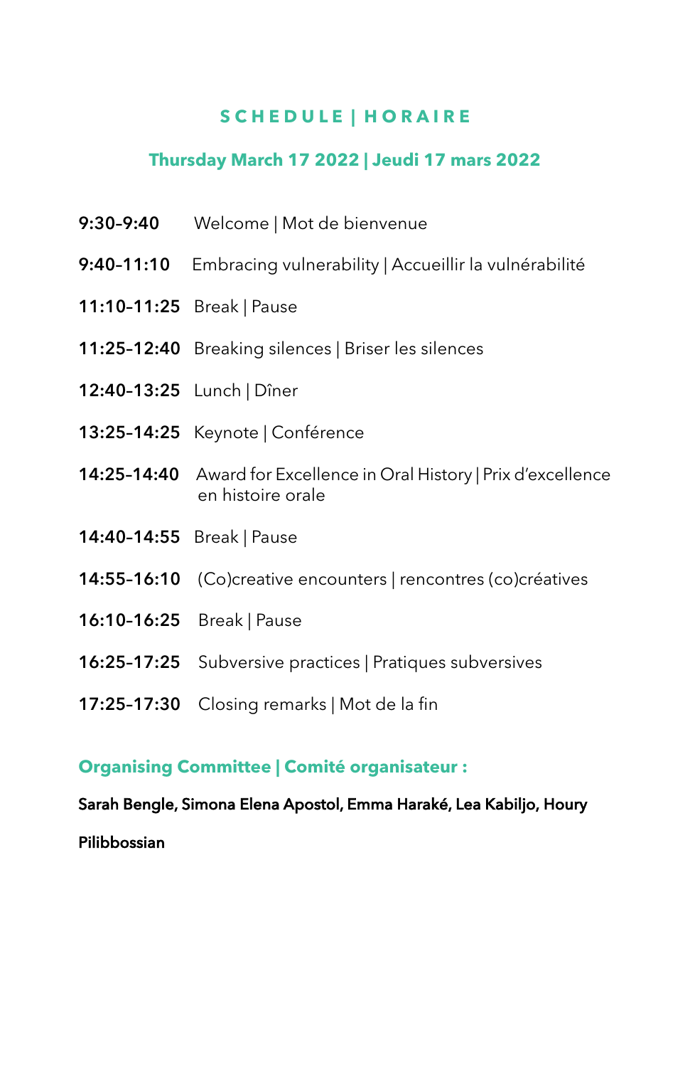## SCHEDULE | HORAIRE

### Thursday March 17 2022 | Jeudi 17 mars 2022

**9:30-9:40** Welcome | Mot de bienvenue

**9:40-11:10** Embracing vulnerability | Accueillir la vulnérabilité

**11:10-11:25** Break | Pause

**11:25-12:40** Breaking silences | Briser les silences

**12:40-13:25** Lunch | Dîner

**13:25-14:25** Keynote | Conférence

**14:25-14:40** Award for Excellence in Oral History | Prix d'excellence en histoire orale

**14:40-14:55** Break | Pause

**14:55-16:10** (Co)creative encounters | rencontres (co)créatives

**16:10-16:25** Break | Pause

**16:25-17:25** Subversive practices | Pratiques subversives

**17:25-17:30** Closing remarks | Mot de la fin

### Organising Committee | Comité organisateur :

**Sarah Bengle, Simona Elena Apostol, Emma Haraké, Lea Kabiljo, Houry Pilibbossian**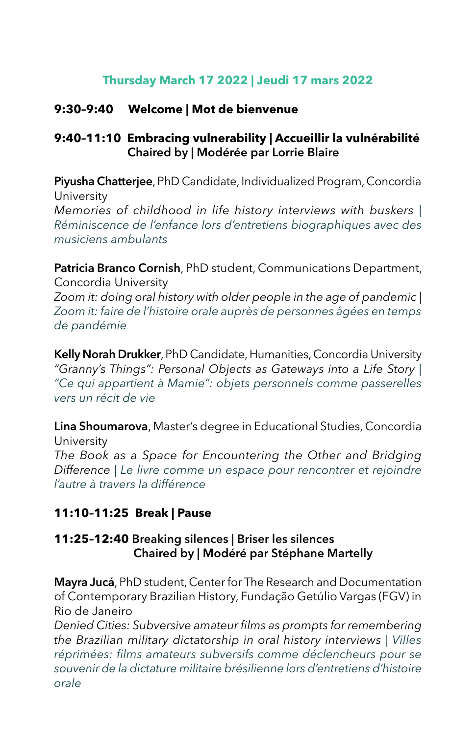## Thursday March 17 2022 | Jeudi 17 mars 2022

### 9:30–9:40 Welcome | Mot de bienvenue

### 9:40–11:10 Embracing vulnerability | Accueillir la vulnérabilité
**Chaired by | Modérée par Lorrie Blaire**

**Piyusha Chatterjee**, PhD Candidate, Individualized Program, Concordia University
*Memories of childhood in life history interviews with buskers | Réminiscence de l'enfance lors d'entretiens biographiques avec des musiciens ambulants*

**Patricia Branco Cornish**, PhD student, Communications Department, Concordia University
*Zoom it: doing oral history with older people in the age of pandemic | Zoom it: faire de l'histoire orale auprès de personnes âgées en temps de pandémie*

**Kelly Norah Drukker**, PhD Candidate, Humanities, Concordia University
*"Granny's Things": Personal Objects as Gateways into a Life Story | "Ce qui appartient à Mamie": objets personnels comme passerelles vers un récit de vie*

**Lina Shoumarova**, Master's degree in Educational Studies, Concordia University
*The Book as a Space for Encountering the Other and Bridging Difference | Le livre comme un espace pour rencontrer et rejoindre l'autre à travers la différence*

### 11:10–11:25 Break | Pause

### 11:25–12:40 Breaking silences | Briser les silences
**Chaired by | Modéré par Stéphane Martelly**

**Mayra Jucá**, PhD student, Center for The Research and Documentation of Contemporary Brazilian History, Fundação Getúlio Vargas (FGV) in Rio de Janeiro
*Denied Cities: Subversive amateur films as prompts for remembering the Brazilian military dictatorship in oral history interviews | Villes réprimées: films amateurs subversifs comme déclencheurs pour se souvenir de la dictature militaire brésilienne lors d'entretiens d'histoire orale*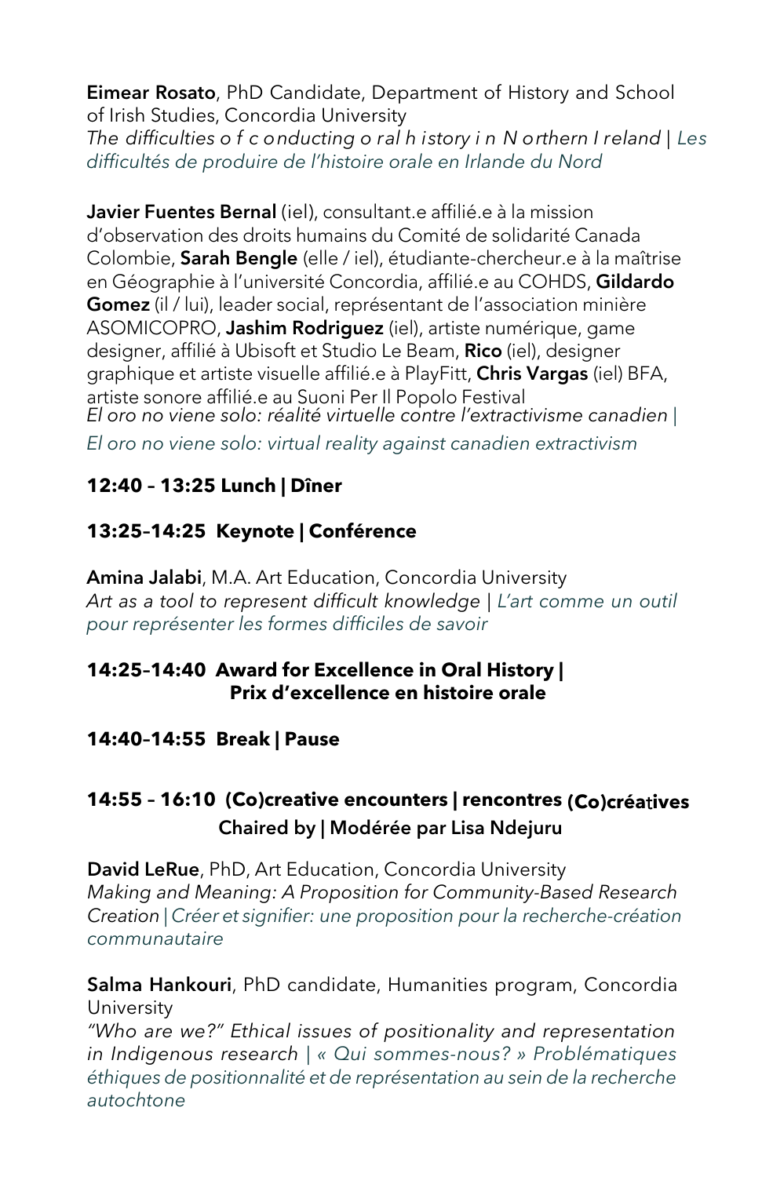**Eimear Rosato**, PhD Candidate, Department of History and School of Irish Studies, Concordia University
*The difficulties of conducting oral history in Northern Ireland | Les difficultés de produire de l'histoire orale en Irlande du Nord*

**Javier Fuentes Bernal** (iel), consultant.e affilié.e à la mission d'observation des droits humains du Comité de solidarité Canada Colombie, **Sarah Bengle** (elle / iel), étudiante-chercheur.e à la maîtrise en Géographie à l'université Concordia, affilié.e au COHDS, **Gildardo Gomez** (il / lui), leader social, représentant de l'association minière ASOMICOPRO, **Jashim Rodriguez** (iel), artiste numérique, game designer, affilié à Ubisoft et Studio Le Beam, **Rico** (iel), designer graphique et artiste visuelle affilié.e à PlayFitt, **Chris Vargas** (iel) BFA, artiste sonore affilié.e au Suoni Per Il Popolo Festival
*El oro no viene solo: réalité virtuelle contre l'extractivisme canadien | El oro no viene solo: virtual reality against canadien extractivism*

**12:40 – 13:25 Lunch | Dîner**

**13:25–14:25 Keynote | Conférence**

**Amina Jalabi**, M.A. Art Education, Concordia University
*Art as a tool to represent difficult knowledge | L'art comme un outil pour représenter les formes difficiles de savoir*

**14:25–14:40 Award for Excellence in Oral History | Prix d'excellence en histoire orale**

**14:40–14:55 Break | Pause**

**14:55 – 16:10 (Co)creative encounters | rencontres (Co)créatives**
**Chaired by | Modérée par Lisa Ndejuru**

**David LeRue**, PhD, Art Education, Concordia University
*Making and Meaning: A Proposition for Community-Based Research Creation | Créer et signifier: une proposition pour la recherche-création communautaire*

**Salma Hankouri**, PhD candidate, Humanities program, Concordia University
*"Who are we?" Ethical issues of positionality and representation in Indigenous research | « Qui sommes-nous? » Problématiques éthiques de positionnalité et de représentation au sein de la recherche autochtone*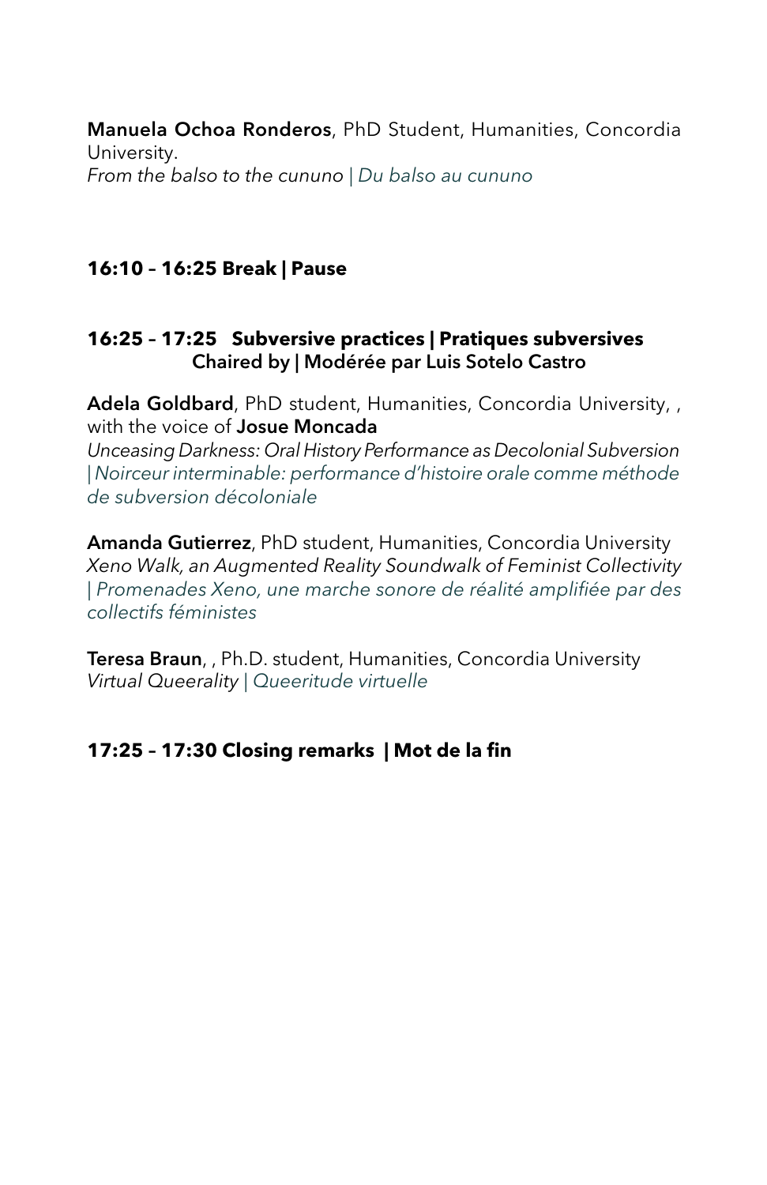**Manuela Ochoa Ronderos**, PhD Student, Humanities, Concordia University.
*From the balso to the cununo | Du balso au cununo*

**16:10 – 16:25 Break | Pause**

**16:25 – 17:25 Subversive practices | Pratiques subversives**
**Chaired by | Modérée par Luis Sotelo Castro**

**Adela Goldbard**, PhD student, Humanities, Concordia University, , with the voice of **Josue Moncada**
*Unceasing Darkness: Oral History Performance as Decolonial Subversion | Noirceur interminable: performance d'histoire orale comme méthode de subversion décoloniale*

**Amanda Gutierrez**, PhD student, Humanities, Concordia University
*Xeno Walk, an Augmented Reality Soundwalk of Feminist Collectivity | Promenades Xeno, une marche sonore de réalité amplifiée par des collectifs féministes*

**Teresa Braun**, , Ph.D. student, Humanities, Concordia University
*Virtual Queerality | Queeritude virtuelle*

**17:25 – 17:30 Closing remarks | Mot de la fin**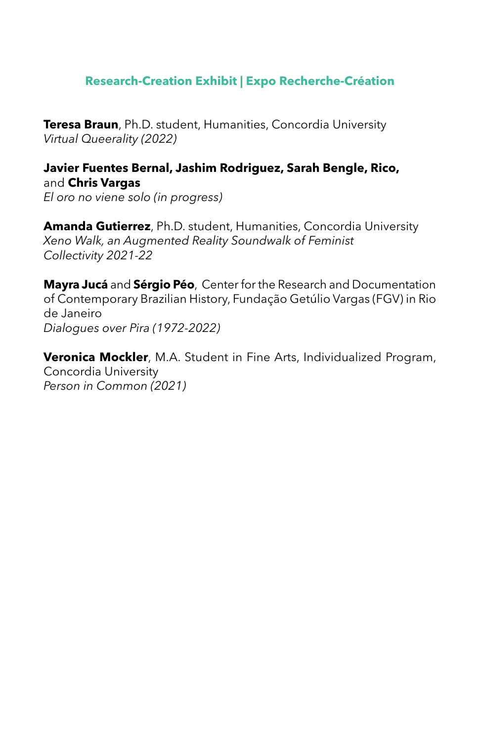## Research-Creation Exhibit | Expo Recherche-Création

**Teresa Braun**, Ph.D. student, Humanities, Concordia University
*Virtual Queerality (2022)*

**Javier Fuentes Bernal, Jashim Rodriguez, Sarah Bengle, Rico,** and **Chris Vargas**
*El oro no viene solo (in progress)*

**Amanda Gutierrez**, Ph.D. student, Humanities, Concordia University
*Xeno Walk, an Augmented Reality Soundwalk of Feminist Collectivity 2021-22*

**Mayra Jucá** and **Sérgio Péo**, Center for the Research and Documentation of Contemporary Brazilian History, Fundação Getúlio Vargas (FGV) in Rio de Janeiro
*Dialogues over Pira (1972-2022)*

**Veronica Mockler**, M.A. Student in Fine Arts, Individualized Program, Concordia University
*Person in Common (2021)*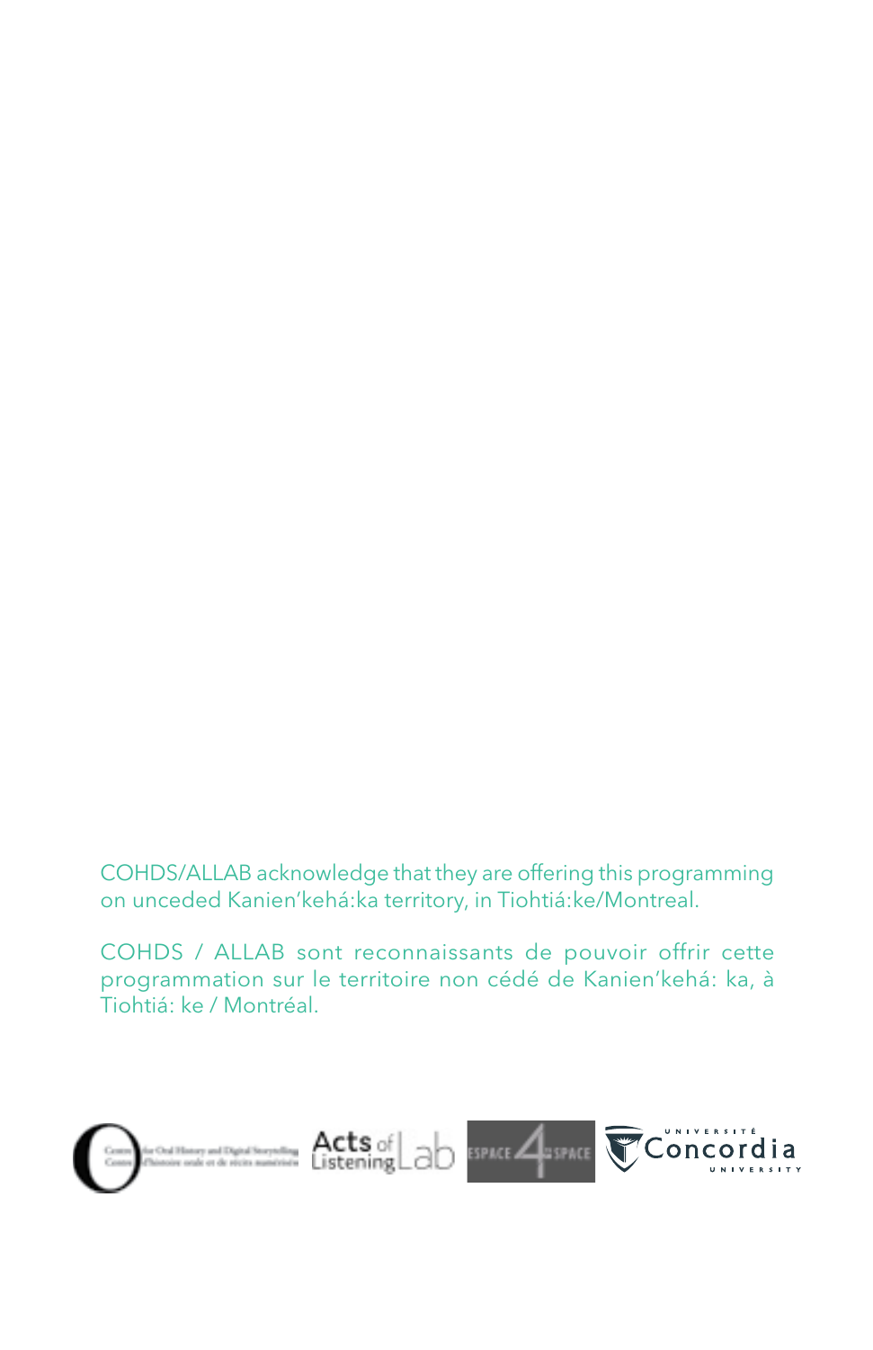COHDS/ALLAB acknowledge that they are offering this programming on unceded Kanien'kehá:ka territory, in Tiohtiá:ke/Montreal.

COHDS / ALLAB sont reconnaissants de pouvoir offrir cette programmation sur le territoire non cédé de Kanien'kehá: ka, à Tiohtiá: ke / Montréal.